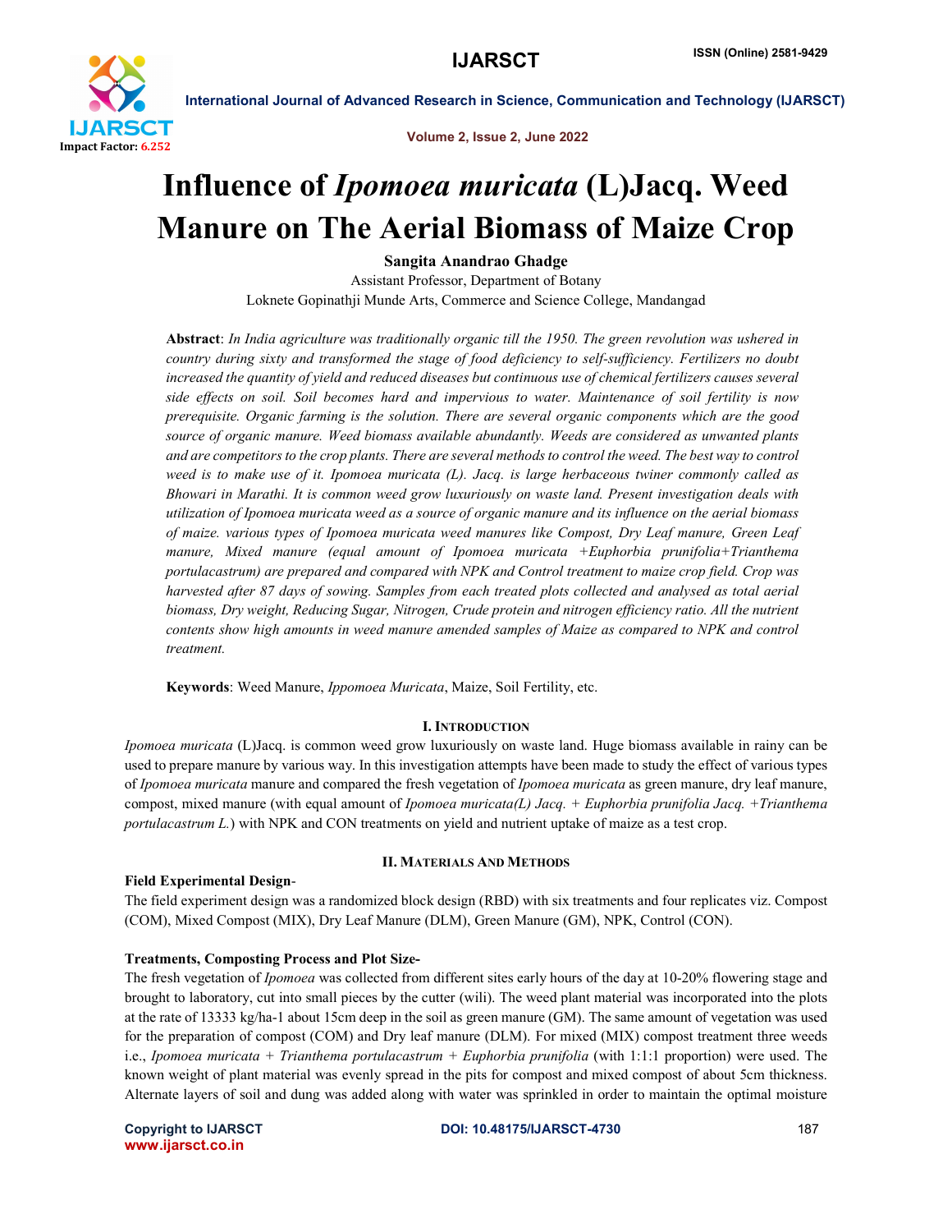# Influence of *Ipomoea muricata* (L)Jacq. Weed Manure on The Aerial Biomass of Maize Crop

**Sangita Anandrao Ghadge**

Assistant Professor, Department of Botany

Loknete Gopinathji Munde Arts, Commerce and Science College, Mandangad

**Abstract**: *In India agriculture was traditionally organic till the 1950. The green revolution was ushered in country during sixty and transformed the stage of food deficiency to self-sufficiency. Fertilizers no doubt increased the quantity of yield and reduced diseases but continuous use of chemical fertilizers causes several side effects on soil. Soil becomes hard and impervious to water. Maintenance of soil fertility is now prerequisite. Organic farming is the solution. There are several organic components which are the good source of organic manure. Weed biomass available abundantly. Weeds are considered as unwanted plants and are competitors to the crop plants. There are several methods to control the weed. The best way to control weed is to make use of it. Ipomoea muricata (L). Jacq. is large herbaceous twiner commonly called as Bhowari in Marathi. It is common weed grow luxuriously on waste land. Present investigation deals with utilization of Ipomoea muricata weed as a source of organic manure and its influence on the aerial biomass of maize. various types of Ipomoea muricata weed manures like Compost, Dry Leaf manure, Green Leaf manure, Mixed manure (equal amount of Ipomoea muricata +Euphorbia prunifolia+Trianthema portulacastrum) are prepared and compared with NPK and Control treatment to maize crop field. Crop was harvested after 87 days of sowing. Samples from each treated plots collected and analysed as total aerial biomass, Dry weight, Reducing Sugar, Nitrogen, Crude protein and nitrogen efficiency ratio. All the nutrient contents show high amounts in weed manure amended samples of Maize as compared to NPK and control treatment.*

**Keywords**: Weed Manure, *Ippomoea Muricata*, Maize, Soil Fertility, etc.

## I. Introduction

*Ipomoea muricata* (L)Jacq. is common weed grow luxuriously on waste land. Huge biomass available in rainy can be used to prepare manure by various way. In this investigation attempts have been made to study the effect of various types of *Ipomoea muricata* manure and compared the fresh vegetation of *Ipomoea muricata* as green manure, dry leaf manure, compost, mixed manure (with equal amount of *Ipomoea muricata(L) Jacq. + Euphorbia prunifolia Jacq. +Trianthema portulacastrum L.*) with NPK and CON treatments on yield and nutrient uptake of maize as a test crop.

## II. Materials And Methods

### Field Experimental Design-

The field experiment design was a randomized block design (RBD) with six treatments and four replicates viz. Compost (COM), Mixed Compost (MIX), Dry Leaf Manure (DLM), Green Manure (GM), NPK, Control (CON).

### Treatments, Composting Process and Plot Size-

The fresh vegetation of *Ipomoea* was collected from different sites early hours of the day at 10-20% flowering stage and brought to laboratory, cut into small pieces by the cutter (wili). The weed plant material was incorporated into the plots at the rate of 13333 kg/ha-1 about 15cm deep in the soil as green manure (GM). The same amount of vegetation was used for the preparation of compost (COM) and Dry leaf manure (DLM). For mixed (MIX) compost treatment three weeds i.e., *Ipomoea muricata + Trianthema portulacastrum + Euphorbia prunifolia* (with 1:1:1 proportion) were used. The known weight of plant material was evenly spread in the pits for compost and mixed compost of about 5cm thickness. Alternate layers of soil and dung was added along with water was sprinkled in order to maintain the optimal moisture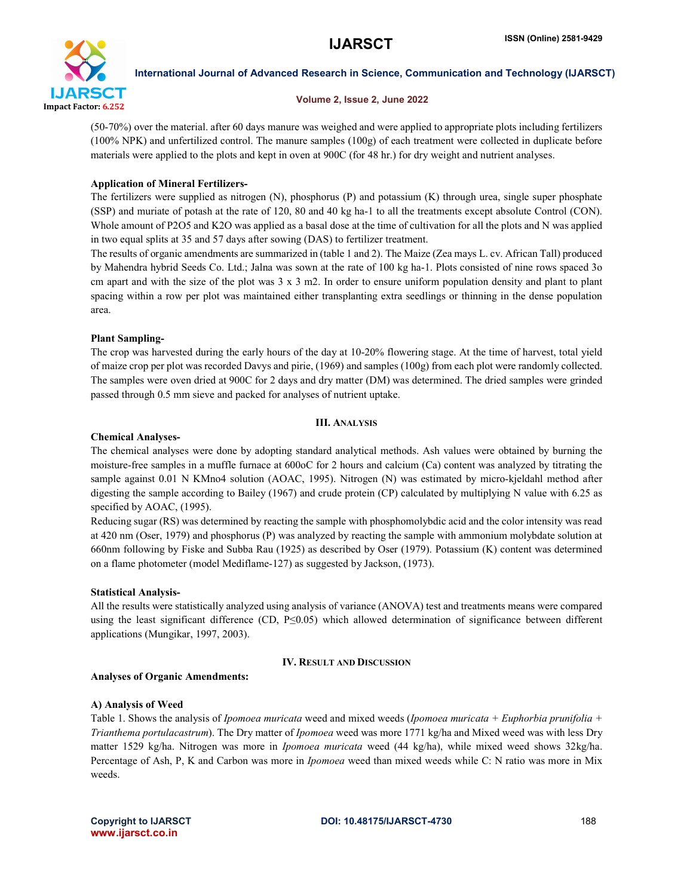(50-70%) over the material. after 60 days manure was weighed and were applied to appropriate plots including fertilizers (100% NPK) and unfertilized control. The manure samples (100g) of each treatment were collected in duplicate before materials were applied to the plots and kept in oven at 900C (for 48 hr.) for dry weight and nutrient analyses.

**Application of Mineral Fertilizers-**

The fertilizers were supplied as nitrogen (N), phosphorus (P) and potassium (K) through urea, single super phosphate (SSP) and muriate of potash at the rate of 120, 80 and 40 kg ha-1 to all the treatments except absolute Control (CON). Whole amount of P2O5 and K2O was applied as a basal dose at the time of cultivation for all the plots and N was applied in two equal splits at 35 and 57 days after sowing (DAS) to fertilizer treatment.

The results of organic amendments are summarized in (table 1 and 2). The Maize (Zea mays L. cv. African Tall) produced by Mahendra hybrid Seeds Co. Ltd.; Jalna was sown at the rate of 100 kg ha-1. Plots consisted of nine rows spaced 3o cm apart and with the size of the plot was 3 x 3 m2. In order to ensure uniform population density and plant to plant spacing within a row per plot was maintained either transplanting extra seedlings or thinning in the dense population area.

**Plant Sampling-**

The crop was harvested during the early hours of the day at 10-20% flowering stage. At the time of harvest, total yield of maize crop per plot was recorded Davys and pirie, (1969) and samples (100g) from each plot were randomly collected. The samples were oven dried at 900C for 2 days and dry matter (DM) was determined. The dried samples were grinded passed through 0.5 mm sieve and packed for analyses of nutrient uptake.

## III. Analysis

**Chemical Analyses-**

The chemical analyses were done by adopting standard analytical methods. Ash values were obtained by burning the moisture-free samples in a muffle furnace at 600oC for 2 hours and calcium (Ca) content was analyzed by titrating the sample against 0.01 N KMno4 solution (AOAC, 1995). Nitrogen (N) was estimated by micro-kjeldahl method after digesting the sample according to Bailey (1967) and crude protein (CP) calculated by multiplying N value with 6.25 as specified by AOAC, (1995).

Reducing sugar (RS) was determined by reacting the sample with phosphomolybdic acid and the color intensity was read at 420 nm (Oser, 1979) and phosphorus (P) was analyzed by reacting the sample with ammonium molybdate solution at 660nm following by Fiske and Subba Rau (1925) as described by Oser (1979). Potassium (K) content was determined on a flame photometer (model Mediflame-127) as suggested by Jackson, (1973).

**Statistical Analysis-**

All the results were statistically analyzed using analysis of variance (ANOVA) test and treatments means were compared using the least significant difference (CD, $P \leq 0.05$) which allowed determination of significance between different applications (Mungikar, 1997, 2003).

## IV. Result and Discussion

**Analyses of Organic Amendments:**

**A) Analysis of Weed**

Table 1. Shows the analysis of *Ipomoea muricata* weed and mixed weeds (*Ipomoea muricata* + *Euphorbia prunifolia* + *Trianthema portulacastrum*). The Dry matter of *Ipomoea* weed was more 1771 kg/ha and Mixed weed was with less Dry matter 1529 kg/ha. Nitrogen was more in *Ipomoea muricata* weed (44 kg/ha), while mixed weed shows 32kg/ha. Percentage of Ash, P, K and Carbon was more in *Ipomoea* weed than mixed weeds while C: N ratio was more in Mix weeds.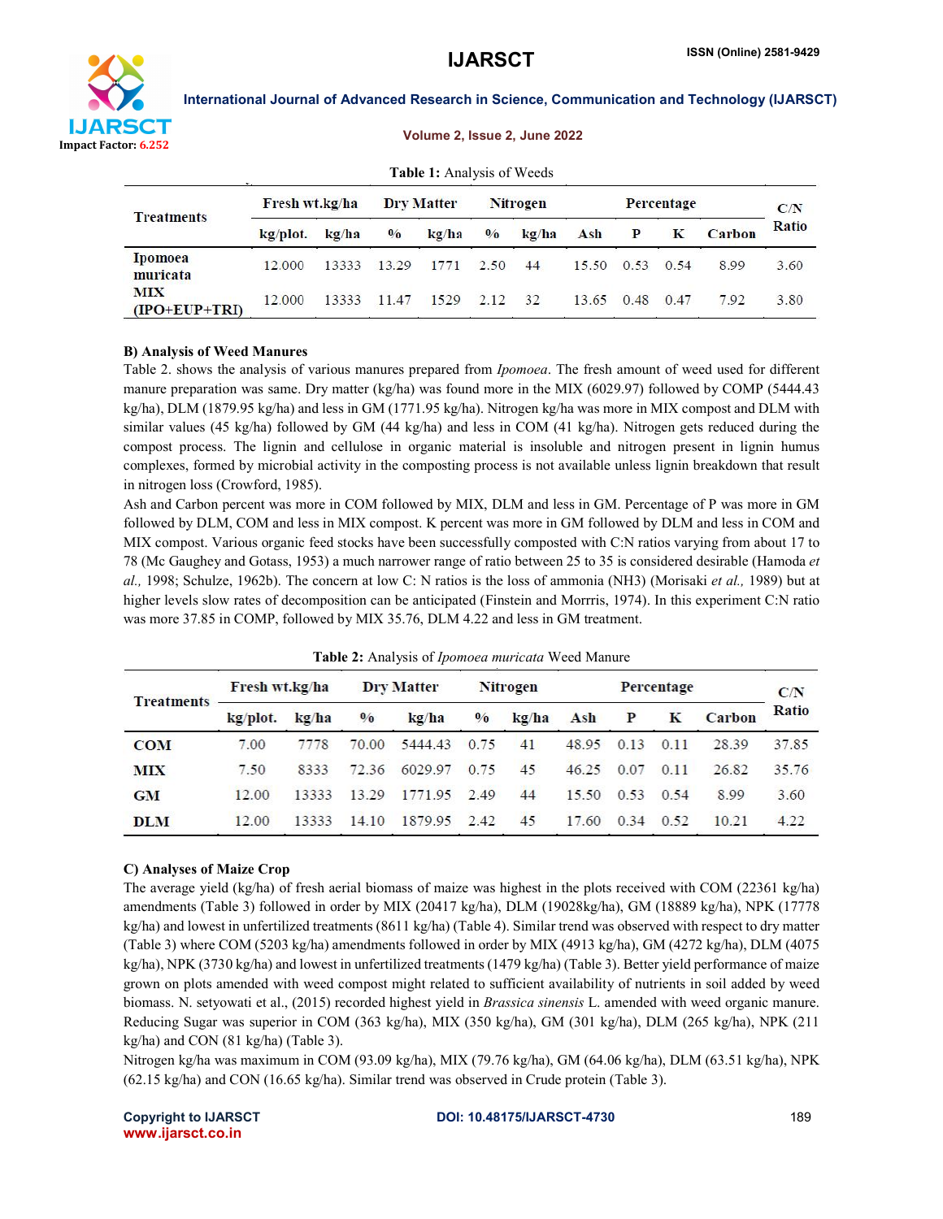**Table 1:** Analysis of Weeds

| Treatments | Fresh wt.kg/ha | | Dry Matter | | Nitrogen | | Percentage | | | | C/N Ratio |
|---|---|---|---|---|---|---|---|---|---|---|---|
| | kg/plot. | kg/ha | % | kg/ha | % | kg/ha | Ash | P | K | Carbon | |
| Ipomoea muricata | 12.000 | 13333 | 13.29 | 1771 | 2.50 | 44 | 15.50 | 0.53 | 0.54 | 8.99 | 3.60 |
| MIX (IPO+EUP+TRI) | 12.000 | 13333 | 11.47 | 1529 | 2.12 | 32 | 13.65 | 0.48 | 0.47 | 7.92 | 3.80 |

### B) Analysis of Weed Manures

Table 2. shows the analysis of various manures prepared from *Ipomoea*. The fresh amount of weed used for different manure preparation was same. Dry matter (kg/ha) was found more in the MIX (6029.97) followed by COMP (5444.43 kg/ha), DLM (1879.95 kg/ha) and less in GM (1771.95 kg/ha). Nitrogen kg/ha was more in MIX compost and DLM with similar values (45 kg/ha) followed by GM (44 kg/ha) and less in COM (41 kg/ha). Nitrogen gets reduced during the compost process. The lignin and cellulose in organic material is insoluble and nitrogen present in lignin humus complexes, formed by microbial activity in the composting process is not available unless lignin breakdown that result in nitrogen loss (Crowford, 1985).

Ash and Carbon percent was more in COM followed by MIX, DLM and less in GM. Percentage of P was more in GM followed by DLM, COM and less in MIX compost. K percent was more in GM followed by DLM and less in COM and MIX compost. Various organic feed stocks have been successfully composted with C:N ratios varying from about 17 to 78 (Mc Gaughey and Gotass, 1953) a much narrower range of ratio between 25 to 35 is considered desirable (Hamoda *et al.,* 1998; Schulze, 1962b). The concern at low C: N ratios is the loss of ammonia ($NH_3$) (Morisaki *et al.,* 1989) but at higher levels slow rates of decomposition can be anticipated (Finstein and Morrris, 1974). In this experiment C:N ratio was more 37.85 in COMP, followed by MIX 35.76, DLM 4.22 and less in GM treatment.

**Table 2:** Analysis of *Ipomoea muricata* Weed Manure

| Treatments | Fresh wt.kg/ha | | Dry Matter | | Nitrogen | | Percentage | | | | C/N Ratio |
|---|---|---|---|---|---|---|---|---|---|---|---|
| | kg/plot. | kg/ha | % | kg/ha | % | kg/ha | Ash | P | K | Carbon | |
| COM | 7.00 | 7778 | 70.00 | 5444.43 | 0.75 | 41 | 48.95 | 0.13 | 0.11 | 28.39 | 37.85 |
| MIX | 7.50 | 8333 | 72.36 | 6029.97 | 0.75 | 45 | 46.25 | 0.07 | 0.11 | 26.82 | 35.76 |
| GM | 12.00 | 13333 | 13.29 | 1771.95 | 2.49 | 44 | 15.50 | 0.53 | 0.54 | 8.99 | 3.60 |
| DLM | 12.00 | 13333 | 14.10 | 1879.95 | 2.42 | 45 | 17.60 | 0.34 | 0.52 | 10.21 | 4.22 |

### C) Analyses of Maize Crop

The average yield (kg/ha) of fresh aerial biomass of maize was highest in the plots received with COM (22361 kg/ha) amendments (Table 3) followed in order by MIX (20417 kg/ha), DLM (19028kg/ha), GM (18889 kg/ha), NPK (17778 kg/ha) and lowest in unfertilized treatments (8611 kg/ha) (Table 4). Similar trend was observed with respect to dry matter (Table 3) where COM (5203 kg/ha) amendments followed in order by MIX (4913 kg/ha), GM (4272 kg/ha), DLM (4075 kg/ha), NPK (3730 kg/ha) and lowest in unfertilized treatments (1479 kg/ha) (Table 3). Better yield performance of maize grown on plots amended with weed compost might related to sufficient availability of nutrients in soil added by weed biomass. N. setyowati et al., (2015) recorded highest yield in *Brassica sinensis* L. amended with weed organic manure. Reducing Sugar was superior in COM (363 kg/ha), MIX (350 kg/ha), GM (301 kg/ha), DLM (265 kg/ha), NPK (211 kg/ha) and CON (81 kg/ha) (Table 3).

Nitrogen kg/ha was maximum in COM (93.09 kg/ha), MIX (79.76 kg/ha), GM (64.06 kg/ha), DLM (63.51 kg/ha), NPK (62.15 kg/ha) and CON (16.65 kg/ha). Similar trend was observed in Crude protein (Table 3).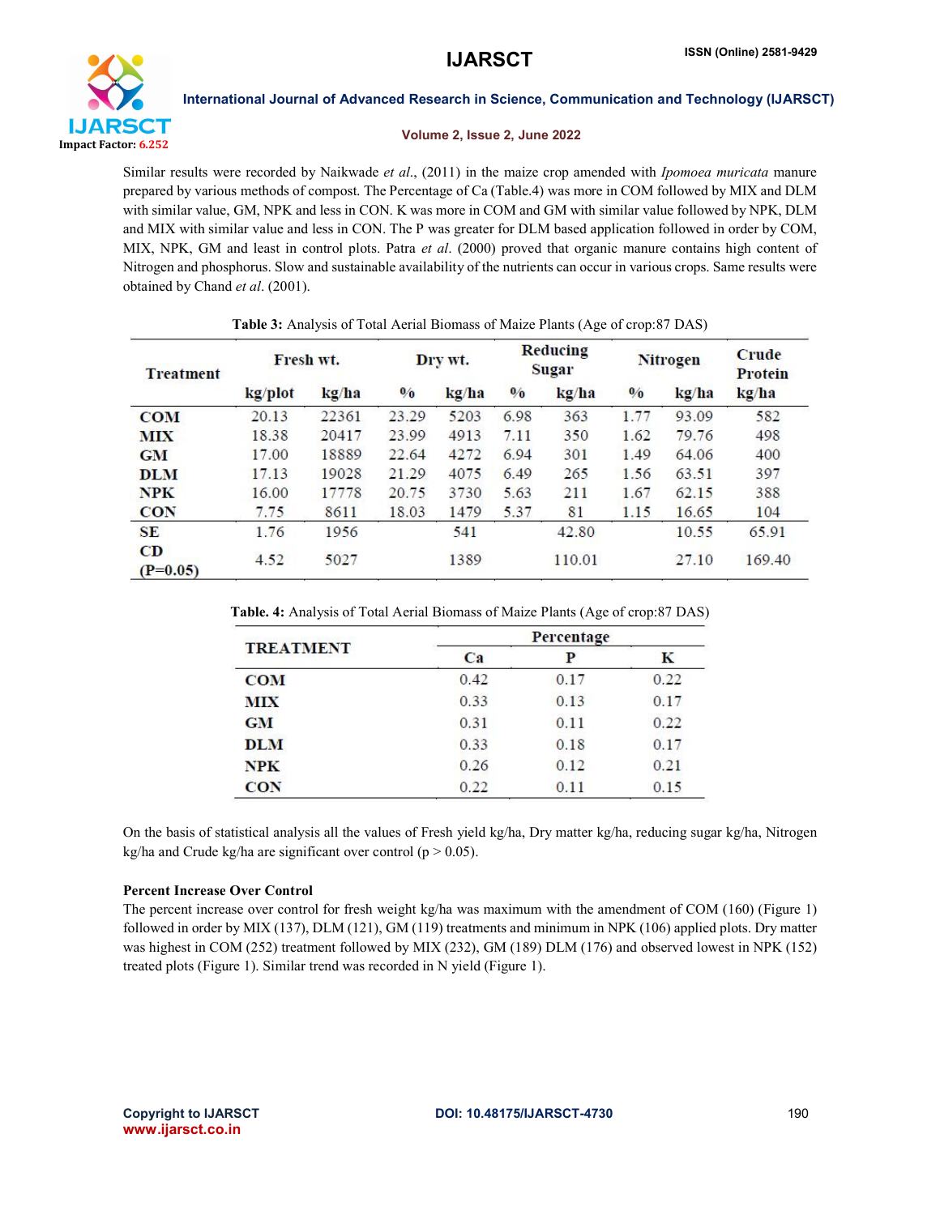Similar results were recorded by Naikwade *et al*., (2011) in the maize crop amended with *Ipomoea muricata* manure prepared by various methods of compost. The Percentage of Ca (Table.4) was more in COM followed by MIX and DLM with similar value, GM, NPK and less in CON. K was more in COM and GM with similar value followed by NPK, DLM and MIX with similar value and less in CON. The P was greater for DLM based application followed in order by COM, MIX, NPK, GM and least in control plots. Patra *et al*. (2000) proved that organic manure contains high content of Nitrogen and phosphorus. Slow and sustainable availability of the nutrients can occur in various crops. Same results were obtained by Chand *et al*. (2001).

**Table 3:** Analysis of Total Aerial Biomass of Maize Plants (Age of crop:87 DAS)

| Treatment | Fresh wt. | | Dry wt. | | Reducing Sugar | | Nitrogen | | Crude Protein |
|---|---|---|---|---|---|---|---|---|---|
| | kg/plot | kg/ha | % | kg/ha | % | kg/ha | % | kg/ha | kg/ha |
| COM | 20.13 | 22361 | 23.29 | 5203 | 6.98 | 363 | 1.77 | 93.09 | 582 |
| MIX | 18.38 | 20417 | 23.99 | 4913 | 7.11 | 350 | 1.62 | 79.76 | 498 |
| GM | 17.00 | 18889 | 22.64 | 4272 | 6.94 | 301 | 1.49 | 64.06 | 400 |
| DLM | 17.13 | 19028 | 21.29 | 4075 | 6.49 | 265 | 1.56 | 63.51 | 397 |
| NPK | 16.00 | 17778 | 20.75 | 3730 | 5.63 | 211 | 1.67 | 62.15 | 388 |
| CON | 7.75 | 8611 | 18.03 | 1479 | 5.37 | 81 | 1.15 | 16.65 | 104 |
| SE | 1.76 | 1956 | | 541 | | 42.80 | | 10.55 | 65.91 |
| CD (P=0.05) | 4.52 | 5027 | | 1389 | | 110.01 | | 27.10 | 169.40 |

**Table. 4:** Analysis of Total Aerial Biomass of Maize Plants (Age of crop:87 DAS)

| TREATMENT | Percentage | | |
|---|---|---|---|
| | Ca | P | K |
| COM | 0.42 | 0.17 | 0.22 |
| MIX | 0.33 | 0.13 | 0.17 |
| GM | 0.31 | 0.11 | 0.22 |
| DLM | 0.33 | 0.18 | 0.17 |
| NPK | 0.26 | 0.12 | 0.21 |
| CON | 0.22 | 0.11 | 0.15 |

On the basis of statistical analysis all the values of Fresh yield kg/ha, Dry matter kg/ha, reducing sugar kg/ha, Nitrogen kg/ha and Crude kg/ha are significant over control ($p > 0.05$).

**Percent Increase Over Control**

The percent increase over control for fresh weight kg/ha was maximum with the amendment of COM (160) (Figure 1) followed in order by MIX (137), DLM (121), GM (119) treatments and minimum in NPK (106) applied plots. Dry matter was highest in COM (252) treatment followed by MIX (232), GM (189) DLM (176) and observed lowest in NPK (152) treated plots (Figure 1). Similar trend was recorded in N yield (Figure 1).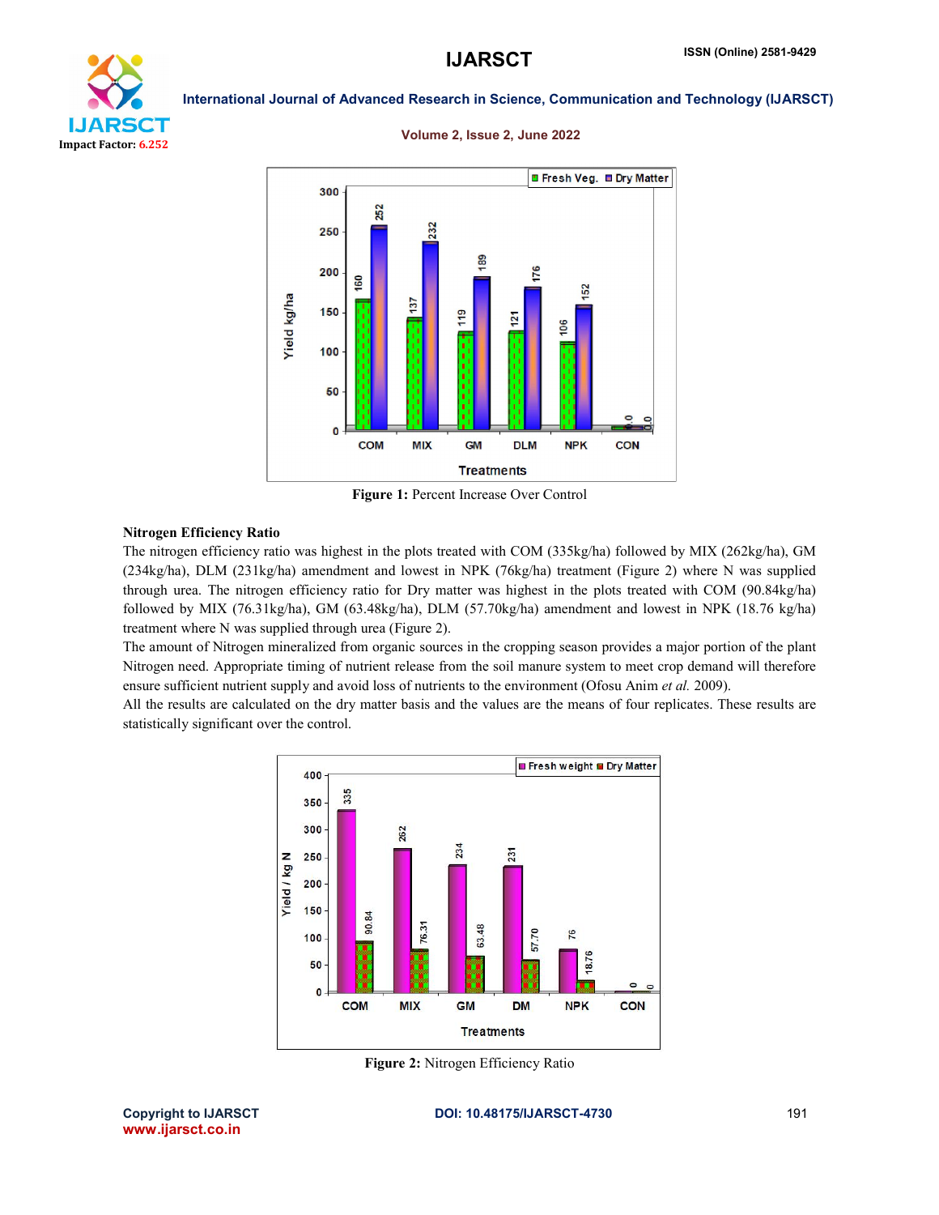Figure 1: Percent Increase Over Control

**Nitrogen Efficiency Ratio**

The nitrogen efficiency ratio was highest in the plots treated with COM (335kg/ha) followed by MIX (262kg/ha), GM (234kg/ha), DLM (231kg/ha) amendment and lowest in NPK (76kg/ha) treatment (Figure 2) where N was supplied through urea. The nitrogen efficiency ratio for Dry matter was highest in the plots treated with COM (90.84kg/ha) followed by MIX (76.31kg/ha), GM (63.48kg/ha), DLM (57.70kg/ha) amendment and lowest in NPK (18.76 kg/ha) treatment where N was supplied through urea (Figure 2).

The amount of Nitrogen mineralized from organic sources in the cropping season provides a major portion of the plant Nitrogen need. Appropriate timing of nutrient release from the soil manure system to meet crop demand will therefore ensure sufficient nutrient supply and avoid loss of nutrients to the environment (Ofosu Anim *et al.* 2009).

All the results are calculated on the dry matter basis and the values are the means of four replicates. These results are statistically significant over the control.

Figure 2: Nitrogen Efficiency Ratio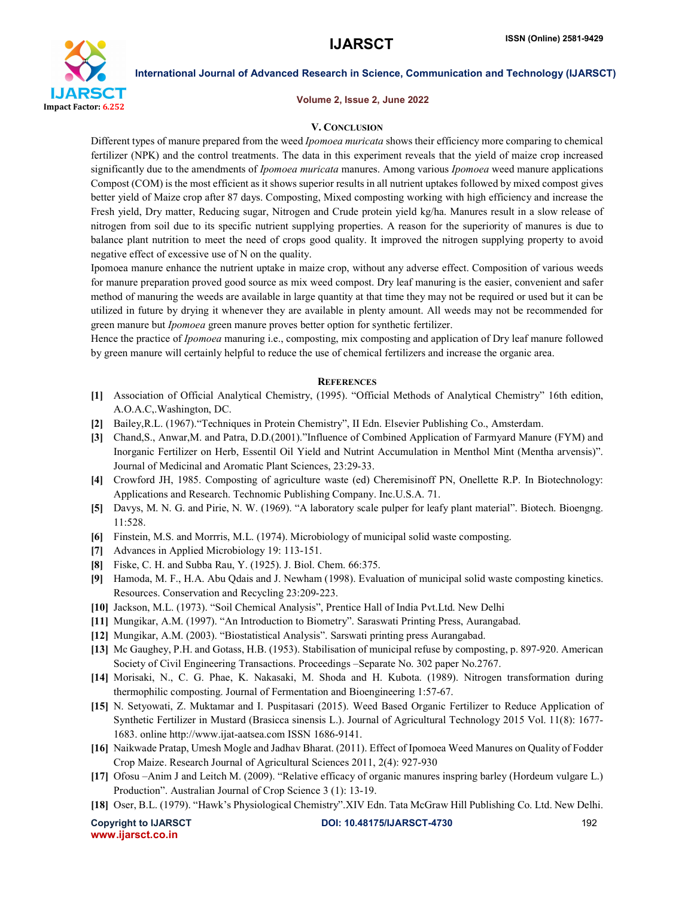## V. Conclusion

Different types of manure prepared from the weed *Ipomoea muricata* shows their efficiency more comparing to chemical fertilizer (NPK) and the control treatments. The data in this experiment reveals that the yield of maize crop increased significantly due to the amendments of *Ipomoea muricata* manures. Among various *Ipomoea* weed manure applications Compost (COM) is the most efficient as it shows superior results in all nutrient uptakes followed by mixed compost gives better yield of Maize crop after 87 days. Composting, Mixed composting working with high efficiency and increase the Fresh yield, Dry matter, Reducing sugar, Nitrogen and Crude protein yield kg/ha. Manures result in a slow release of nitrogen from soil due to its specific nutrient supplying properties. A reason for the superiority of manures is due to balance plant nutrition to meet the need of crops good quality. It improved the nitrogen supplying property to avoid negative effect of excessive use of N on the quality.

Ipomoea manure enhance the nutrient uptake in maize crop, without any adverse effect. Composition of various weeds for manure preparation proved good source as mix weed compost. Dry leaf manuring is the easier, convenient and safer method of manuring the weeds are available in large quantity at that time they may not be required or used but it can be utilized in future by drying it whenever they are available in plenty amount. All weeds may not be recommended for green manure but *Ipomoea* green manure proves better option for synthetic fertilizer.

Hence the practice of *Ipomoea* manuring i.e., composting, mix composting and application of Dry leaf manure followed by green manure will certainly helpful to reduce the use of chemical fertilizers and increase the organic area.

## References

[1] Association of Official Analytical Chemistry, (1995). "Official Methods of Analytical Chemistry" 16th edition, A.O.A.C,.Washington, DC.

[2] Bailey,R.L. (1967)."Techniques in Protein Chemistry", II Edn. Elsevier Publishing Co., Amsterdam.

[3] Chand,S., Anwar,M. and Patra, D.D.(2001)."Influence of Combined Application of Farmyard Manure (FYM) and Inorganic Fertilizer on Herb, Essentil Oil Yield and Nutrint Accumulation in Menthol Mint (Mentha arvensis)". Journal of Medicinal and Aromatic Plant Sciences, 23:29-33.

[4] Crowford JH, 1985. Composting of agriculture waste (ed) Cheremisinoff PN, Onellette R.P. In Biotechnology: Applications and Research. Technomic Publishing Company. Inc.U.S.A. 71.

[5] Davys, M. N. G. and Pirie, N. W. (1969). "A laboratory scale pulper for leafy plant material". Biotech. Bioengng. 11:528.

[6] Finstein, M.S. and Morrris, M.L. (1974). Microbiology of municipal solid waste composting.

[7] Advances in Applied Microbiology 19: 113-151.

[8] Fiske, C. H. and Subba Rau, Y. (1925). J. Biol. Chem. 66:375.

[9] Hamoda, M. F., H.A. Abu Qdais and J. Newham (1998). Evaluation of municipal solid waste composting kinetics. Resources. Conservation and Recycling 23:209-223.

[10] Jackson, M.L. (1973). "Soil Chemical Analysis", Prentice Hall of India Pvt.Ltd. New Delhi

[11] Mungikar, A.M. (1997). "An Introduction to Biometry". Saraswati Printing Press, Aurangabad.

[12] Mungikar, A.M. (2003). "Biostatistical Analysis". Sarswati printing press Aurangabad.

[13] Mc Gaughey, P.H. and Gotass, H.B. (1953). Stabilisation of municipal refuse by composting, p. 897-920. American Society of Civil Engineering Transactions. Proceedings –Separate No. 302 paper No.2767.

[14] Morisaki, N., C. G. Phae, K. Nakasaki, M. Shoda and H. Kubota. (1989). Nitrogen transformation during thermophilic composting. Journal of Fermentation and Bioengineering 1:57-67.

[15] N. Setyowati, Z. Muktamar and I. Puspitasari (2015). Weed Based Organic Fertilizer to Reduce Application of Synthetic Fertilizer in Mustard (Brasicca sinensis L.). Journal of Agricultural Technology 2015 Vol. 11(8): 1677-1683. online http://www.ijat-aatsea.com ISSN 1686-9141.

[16] Naikwade Pratap, Umesh Mogle and Jadhav Bharat. (2011). Effect of Ipomoea Weed Manures on Quality of Fodder Crop Maize. Research Journal of Agricultural Sciences 2011, 2(4): 927-930

[17] Ofosu –Anim J and Leitch M. (2009). "Relative efficacy of organic manures inspring barley (Hordeum vulgare L.) Production". Australian Journal of Crop Science 3 (1): 13-19.

[18] Oser, B.L. (1979). "Hawk's Physiological Chemistry".XIV Edn. Tata McGraw Hill Publishing Co. Ltd. New Delhi.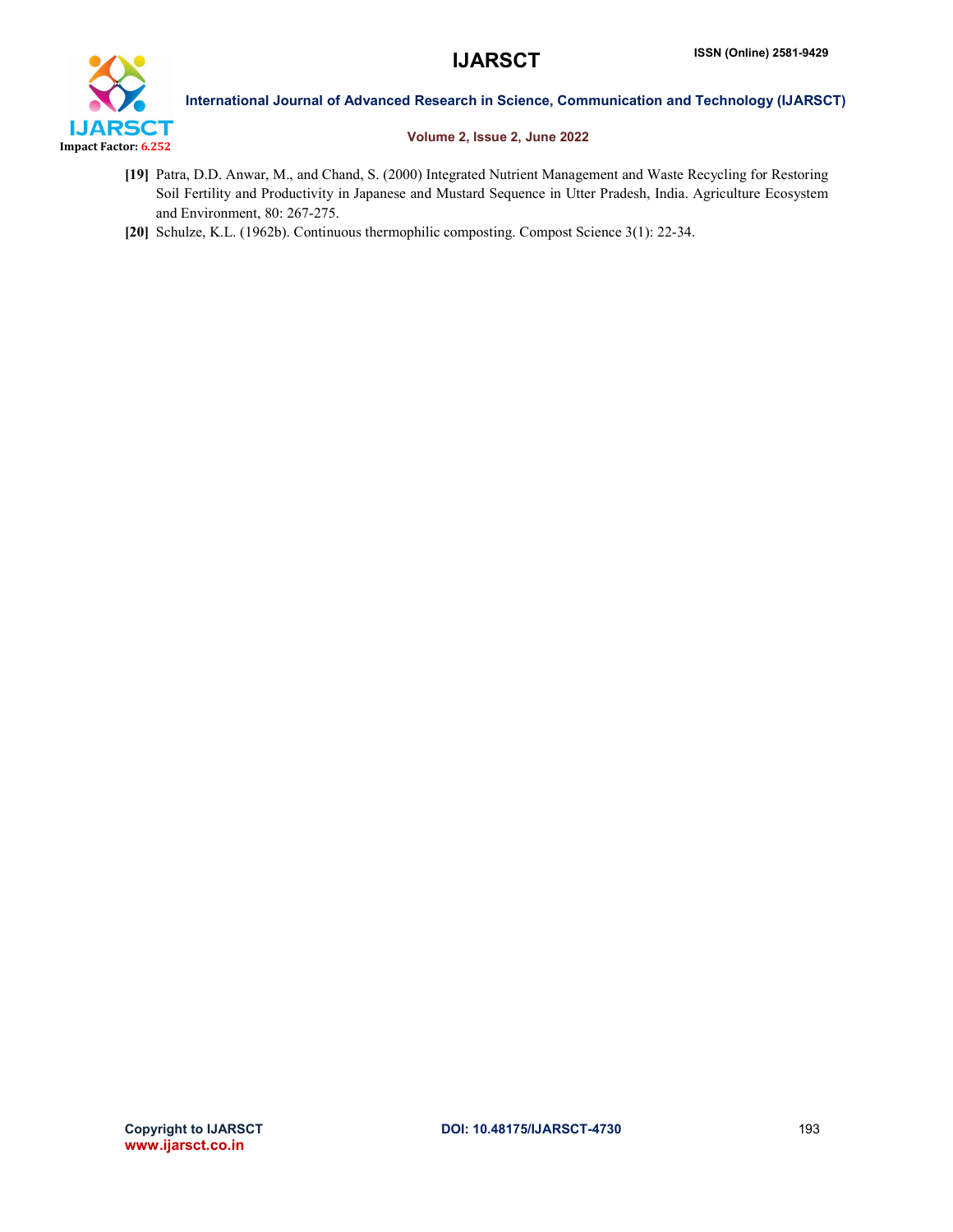[19] Patra, D.D. Anwar, M., and Chand, S. (2000) Integrated Nutrient Management and Waste Recycling for Restoring Soil Fertility and Productivity in Japanese and Mustard Sequence in Utter Pradesh, India. Agriculture Ecosystem and Environment, 80: 267-275.

[20] Schulze, K.L. (1962b). Continuous thermophilic composting. Compost Science 3(1): 22-34.